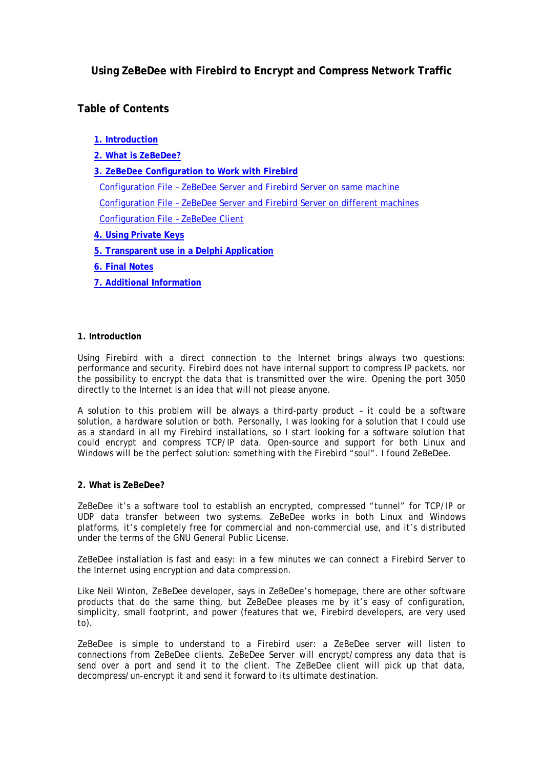# Using ZeBeDee with Firebird to Encrypt and Compress Network Traffic

## Table of Contents

- **1. Introduction**
- **2. What is ZeBeDee?**
- **3. ZeBeDee Configuration to Work with Firebird**
  - Configuration File – ZeBeDee Server and Firebird Server on same machine
  - Configuration File – ZeBeDee Server and Firebird Server on different machines
  - Configuration File – ZeBeDee Client
- **4. Using Private Keys**
- **5. Transparent use in a Delphi Application**
- **6. Final Notes**
- **7. Additional Information**

### 1. Introduction

Using Firebird with a direct connection to the Internet brings always two questions: performance and security. Firebird does not have internal support to compress IP packets, nor the possibility to encrypt the data that is transmitted over the wire. Opening the port 3050 directly to the Internet is an idea that will not please anyone.

A solution to this problem will be always a third-party product – it could be a software solution, a hardware solution or both. Personally, I was looking for a solution that I could use as a standard in all my Firebird installations, so I start looking for a software solution that could encrypt and compress TCP/IP data. Open-source and support for both Linux and Windows will be the perfect solution: something with the Firebird "soul". I found ZeBeDee.

### 2. What is ZeBeDee?

ZeBeDee it's a software tool to establish an encrypted, compressed "tunnel" for TCP/IP or UDP data transfer between two systems. ZeBeDee works in both Linux and Windows platforms, it's completely free for commercial and non-commercial use, and it's distributed under the terms of the GNU General Public License.

ZeBeDee installation is fast and easy: in a few minutes we can connect a Firebird Server to the Internet using encryption and data compression.

Like Neil Winton, ZeBeDee developer, says in ZeBeDee's homepage, there are other software products that do the same thing, but ZeBeDee pleases me by it's easy of configuration, simplicity, small footprint, and power (features that we, Firebird developers, are very used to).

ZeBeDee is simple to understand to a Firebird user: a ZeBeDee server will listen to connections from ZeBeDee clients. ZeBeDee Server will encrypt/compress any data that is send over a port and send it to the client. The ZeBeDee client will pick up that data, decompress/un-encrypt it and send it forward to its ultimate destination.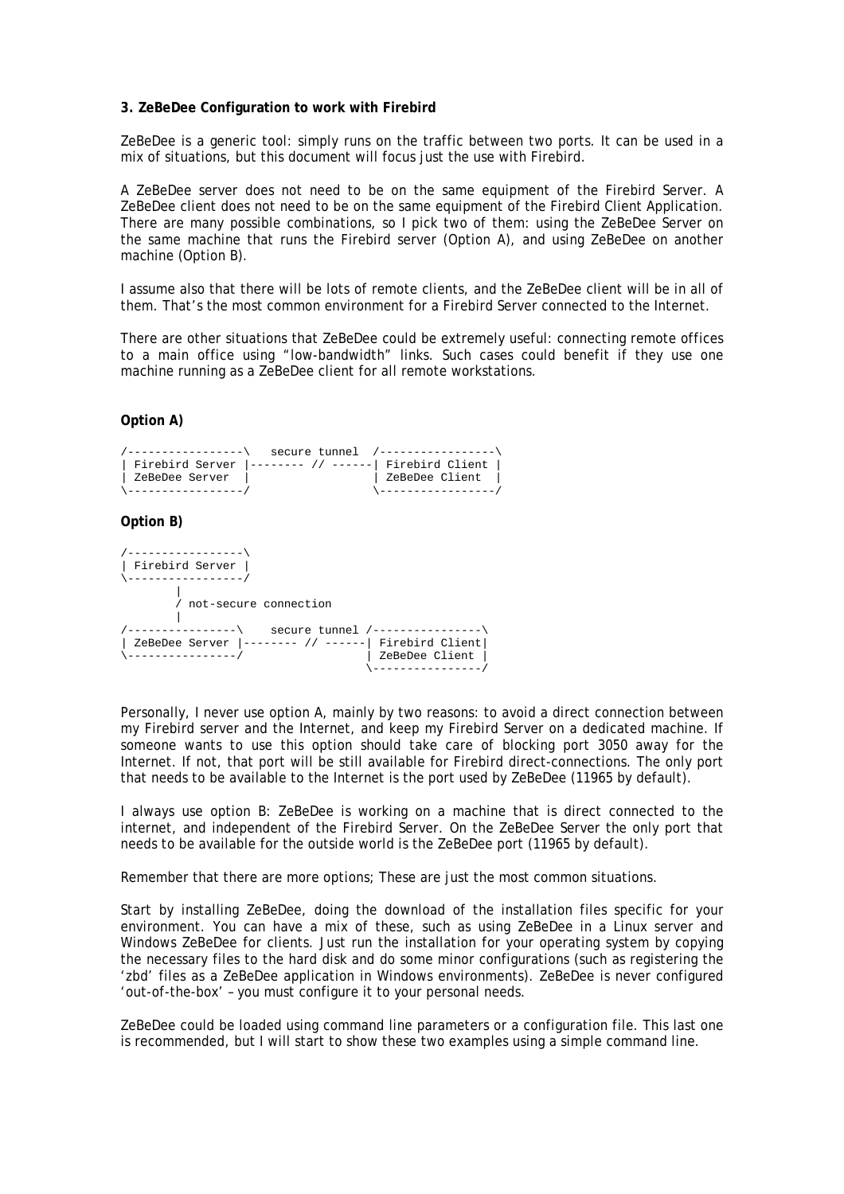**3. ZeBeDee Configuration to work with Firebird**

ZeBeDee is a generic tool: simply runs on the traffic between two ports. It can be used in a mix of situations, but this document will focus just the use with Firebird.

A ZeBeDee server does not need to be on the same equipment of the Firebird Server. A ZeBeDee client does not need to be on the same equipment of the Firebird Client Application. There are many possible combinations, so I pick two of them: using the ZeBeDee Server on the same machine that runs the Firebird server (Option A), and using ZeBeDee on another machine (Option B).

I assume also that there will be lots of remote clients, and the ZeBeDee client will be in all of them. That's the most common environment for a Firebird Server connected to the Internet.

There are other situations that ZeBeDee could be extremely useful: connecting remote offices to a main office using "low-bandwidth" links. Such cases could benefit if they use one machine running as a ZeBeDee client for all remote workstations.

**Option A)**

```
/-----------------\   secure tunnel  /-----------------\
| Firebird Server |-------- // ------| Firebird Client |
| ZeBeDee Server  |                  | ZeBeDee Client  |
\-----------------/                  \-----------------/
```

**Option B)**

```
/-----------------\
| Firebird Server |
\-----------------/
        |
        / not-secure connection
        |
/----------------\    secure tunnel /----------------\
| ZeBeDee Server |-------- // ------| Firebird Client|
\----------------/                  | ZeBeDee Client |
                                    \----------------/
```

Personally, I never use option A, mainly by two reasons: to avoid a direct connection between my Firebird server and the Internet, and keep my Firebird Server on a dedicated machine. If someone wants to use this option should take care of blocking port 3050 away for the Internet. If not, that port will be still available for Firebird direct-connections. The only port that needs to be available to the Internet is the port used by ZeBeDee (11965 by default).

I always use option B: ZeBeDee is working on a machine that is direct connected to the internet, and independent of the Firebird Server. On the ZeBeDee Server the only port that needs to be available for the outside world is the ZeBeDee port (11965 by default).

Remember that there are more options; These are just the most common situations.

Start by installing ZeBeDee, doing the download of the installation files specific for your environment. You can have a mix of these, such as using ZeBeDee in a Linux server and Windows ZeBeDee for clients. Just run the installation for your operating system by copying the necessary files to the hard disk and do some minor configurations (such as registering the 'zbd' files as a ZeBeDee application in Windows environments). ZeBeDee is never configured 'out-of-the-box' – you must configure it to your personal needs.

ZeBeDee could be loaded using command line parameters or a configuration file. This last one is recommended, but I will start to show these two examples using a simple command line.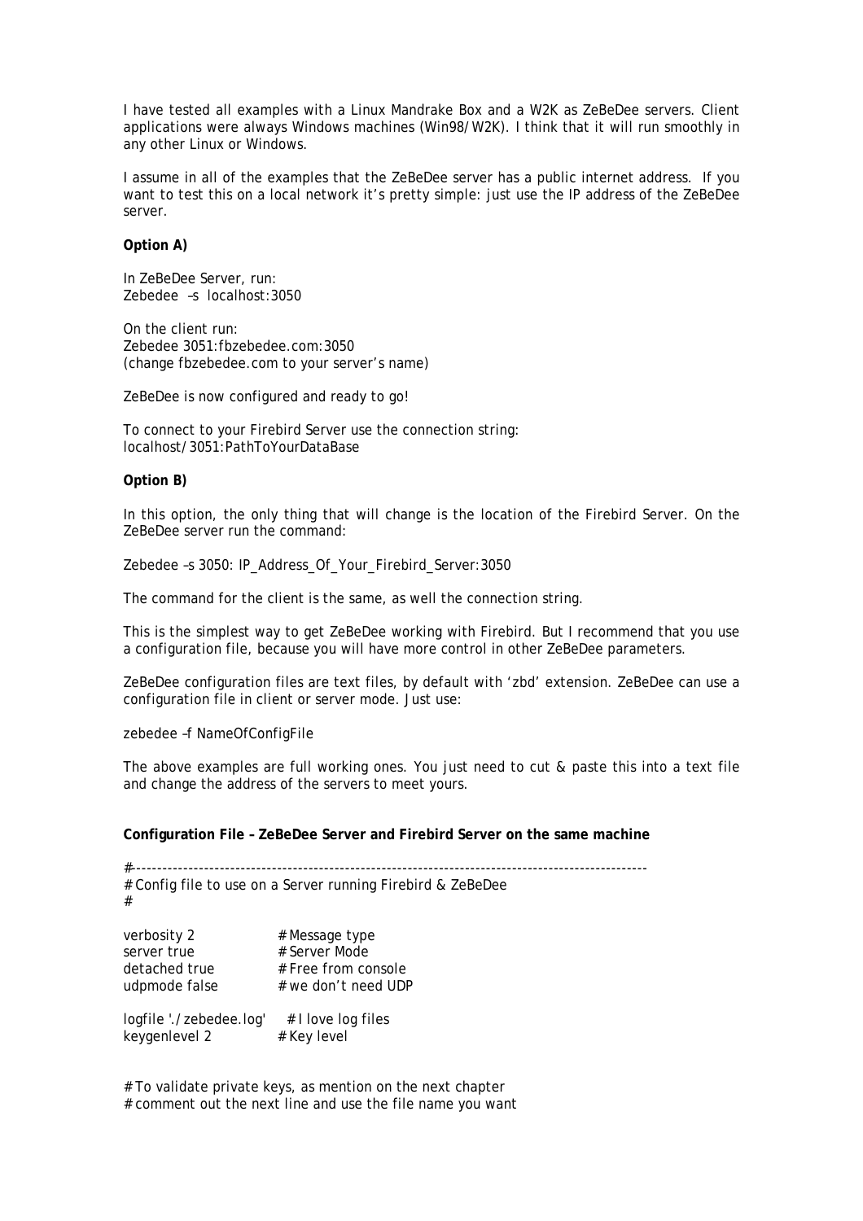I have tested all examples with a Linux Mandrake Box and a W2K as ZeBeDee servers. Client applications were always Windows machines (Win98/W2K). I think that it will run smoothly in any other Linux or Windows.

I assume in all of the examples that the ZeBeDee server has a public internet address. If you want to test this on a local network it's pretty simple: just use the IP address of the ZeBeDee server.

**Option A)**

In ZeBeDee Server, run:
Zebedee –s localhost:3050

On the client run:
Zebedee 3051:fbzebedee.com:3050
(change fbzebedee.com to your server's name)

ZeBeDee is now configured and ready to go!

To connect to your Firebird Server use the connection string:
localhost/3051:PathToYourDataBase

**Option B)**

In this option, the only thing that will change is the location of the Firebird Server. On the ZeBeDee server run the command:

Zebedee –s 3050: IP_Address_Of_Your_Firebird_Server:3050

The command for the client is the same, as well the connection string.

This is the simplest way to get ZeBeDee working with Firebird. But I recommend that you use a configuration file, because you will have more control in other ZeBeDee parameters.

ZeBeDee configuration files are text files, by default with 'zbd' extension. ZeBeDee can use a configuration file in client or server mode. Just use:

zebedee –f NameOfConfigFile

The above examples are full working ones. You just need to cut & paste this into a text file and change the address of the servers to meet yours.

**Configuration File – ZeBeDee Server and Firebird Server on the same machine**

```
#-------------------------------------------------------------------------------------------------
# Config file to use on a Server running Firebird & ZeBeDee
#

verbosity 2              # Message type
server true              # Server Mode
detached true            # Free from console
udpmode false            # we don't need UDP

logfile './zebedee.log'  # I love log files
keygenlevel 2            # Key level


# To validate private keys, as mention on the next chapter
# comment out the next line and use the file name you want
```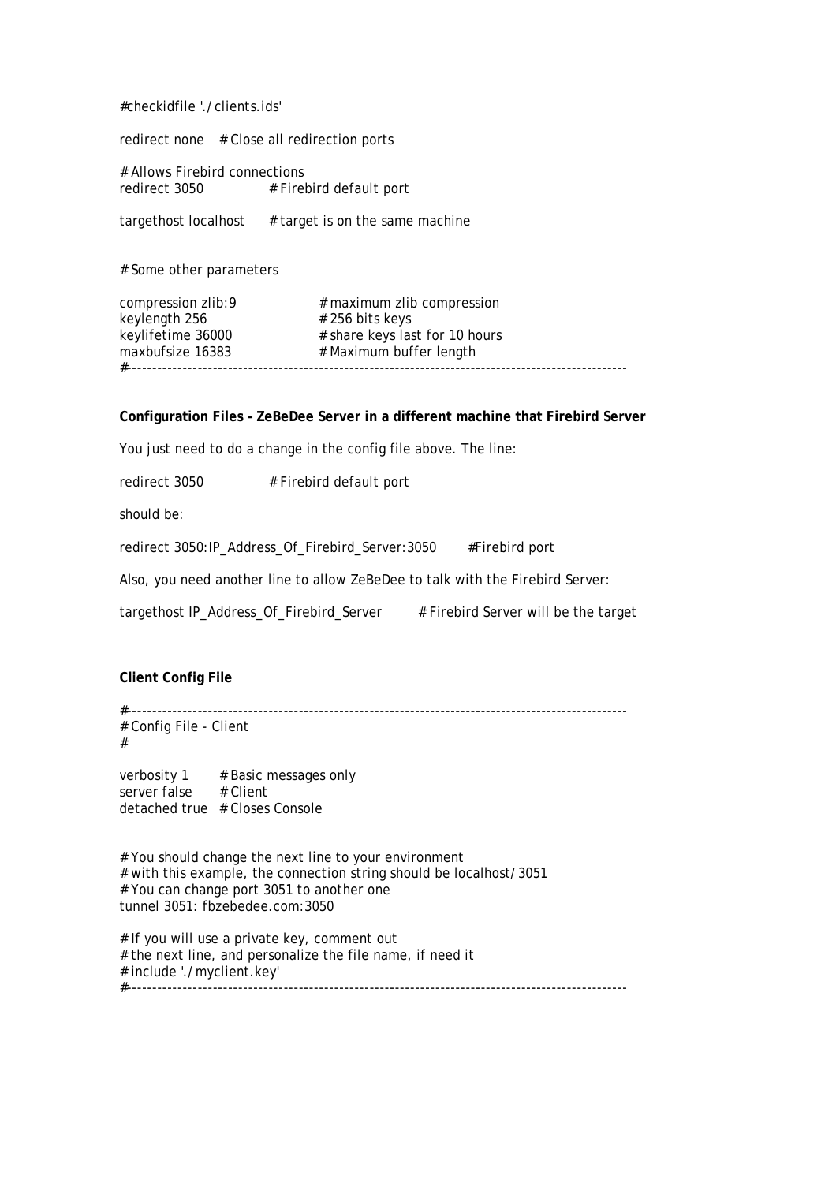```
#checkidfile './clients.ids'

redirect none   # Close all redirection ports

# Allows Firebird connections
redirect 3050           # Firebird default port

targethost localhost    # target is on the same machine


# Some other parameters

compression zlib:9              # maximum zlib compression
keylength 256                   # 256 bits keys
keylifetime 36000               # share keys last for 10 hours
maxbufsize 16383                # Maximum buffer length
#------------------------------------------------------------------------------------------------
```

**Configuration Files – ZeBeDee Server in a different machine that Firebird Server**

You just need to do a change in the config file above. The line:

```
redirect 3050           # Firebird default port
```

should be:

```
redirect 3050:IP_Address_Of_Firebird_Server:3050        #Firebird port
```

Also, you need another line to allow ZeBeDee to talk with the Firebird Server:

```
targethost IP_Address_Of_Firebird_Server        # Firebird Server will be the target
```

**Client Config File**

```
#------------------------------------------------------------------------------------------------
# Config File - Client
#

verbosity 1     # Basic messages only
server false    # Client
detached true   # Closes Console


# You should change the next line to your environment
# with this example, the connection string should be localhost/3051
# You can change port 3051 to another one
tunnel 3051: fbzebedee.com:3050

# If you will use a private key, comment out
# the next line, and personalize the file name, if need it
# include './myclient.key'
#------------------------------------------------------------------------------------------------
```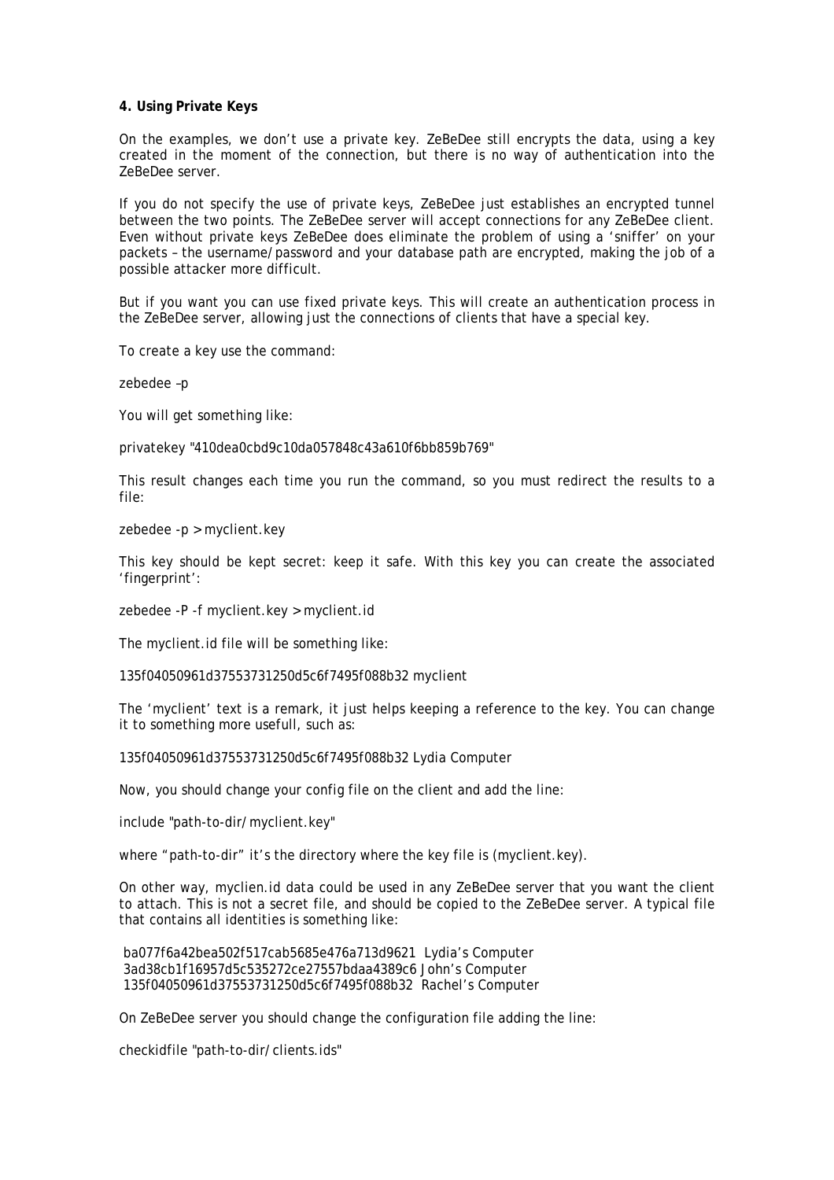**4. Using Private Keys**

On the examples, we don't use a private key. ZeBeDee still encrypts the data, using a key created in the moment of the connection, but there is no way of authentication into the ZeBeDee server.

If you do not specify the use of private keys, ZeBeDee just establishes an encrypted tunnel between the two points. The ZeBeDee server will accept connections for any ZeBeDee client. Even without private keys ZeBeDee does eliminate the problem of using a 'sniffer' on your packets – the username/password and your database path are encrypted, making the job of a possible attacker more difficult.

But if you want you can use fixed private keys. This will create an authentication process in the ZeBeDee server, allowing just the connections of clients that have a special key.

To create a key use the command:

```
zebedee –p
```

You will get something like:

```
privatekey "410dea0cbd9c10da057848c43a610f6bb859b769"
```

This result changes each time you run the command, so you must redirect the results to a file:

```
zebedee -p > myclient.key
```

This key should be kept secret: keep it safe. With this key you can create the associated 'fingerprint':

```
zebedee -P -f myclient.key > myclient.id
```

The myclient.id file will be something like:

```
135f04050961d37553731250d5c6f7495f088b32 myclient
```

The 'myclient' text is a remark, it just helps keeping a reference to the key. You can change it to something more usefull, such as:

```
135f04050961d37553731250d5c6f7495f088b32 Lydia Computer
```

Now, you should change your config file on the client and add the line:

```
include "path-to-dir/myclient.key"
```

where "path-to-dir" it's the directory where the key file is (myclient.key).

On other way, myclien.id data could be used in any ZeBeDee server that you want the client to attach. This is not a secret file, and should be copied to the ZeBeDee server. A typical file that contains all identities is something like:

```
ba077f6a42bea502f517cab5685e476a713d9621  Lydia's Computer
3ad38cb1f16957d5c535272ce27557bdaa4389c6 John's Computer
135f04050961d37553731250d5c6f7495f088b32  Rachel's Computer
```

On ZeBeDee server you should change the configuration file adding the line:

```
checkidfile "path-to-dir/clients.ids"
```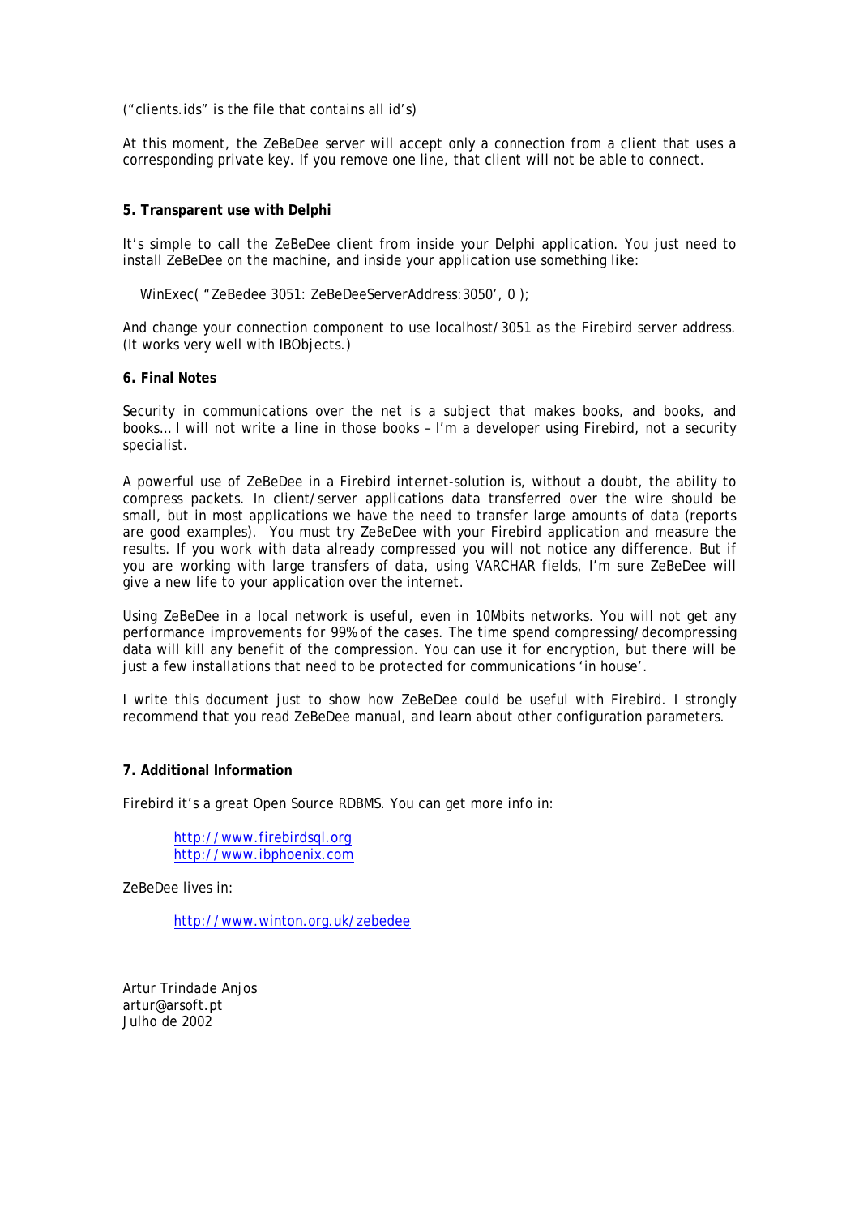("clients.ids" is the file that contains all id's)

At this moment, the ZeBeDee server will accept only a connection from a client that uses a corresponding private key. If you remove one line, that client will not be able to connect.

**5. Transparent use with Delphi**

It's simple to call the ZeBeDee client from inside your Delphi application. You just need to install ZeBeDee on the machine, and inside your application use something like:

```
WinExec( "ZeBedee 3051: ZeBeDeeServerAddress:3050', 0 );
```

And change your connection component to use localhost/3051 as the Firebird server address. (It works very well with IBObjects.)

**6. Final Notes**

Security in communications over the net is a subject that makes books, and books, and books… I will not write a line in those books – I'm a developer using Firebird, not a security specialist.

A powerful use of ZeBeDee in a Firebird internet-solution is, without a doubt, the ability to compress packets. In client/server applications data transferred over the wire should be small, but in most applications we have the need to transfer large amounts of data (reports are good examples). You must try ZeBeDee with your Firebird application and measure the results. If you work with data already compressed you will not notice any difference. But if you are working with large transfers of data, using VARCHAR fields, I'm sure ZeBeDee will give a new life to your application over the internet.

Using ZeBeDee in a local network is useful, even in 10Mbits networks. You will not get any performance improvements for 99% of the cases. The time spend compressing/decompressing data will kill any benefit of the compression. You can use it for encryption, but there will be just a few installations that need to be protected for communications 'in house'.

I write this document just to show how ZeBeDee could be useful with Firebird. I strongly recommend that you read ZeBeDee manual, and learn about other configuration parameters.

**7. Additional Information**

Firebird it's a great Open Source RDBMS. You can get more info in:

http://www.firebirdsql.org
http://www.ibphoenix.com

ZeBeDee lives in:

http://www.winton.org.uk/zebedee

Artur Trindade Anjos
artur@arsoft.pt
Julho de 2002